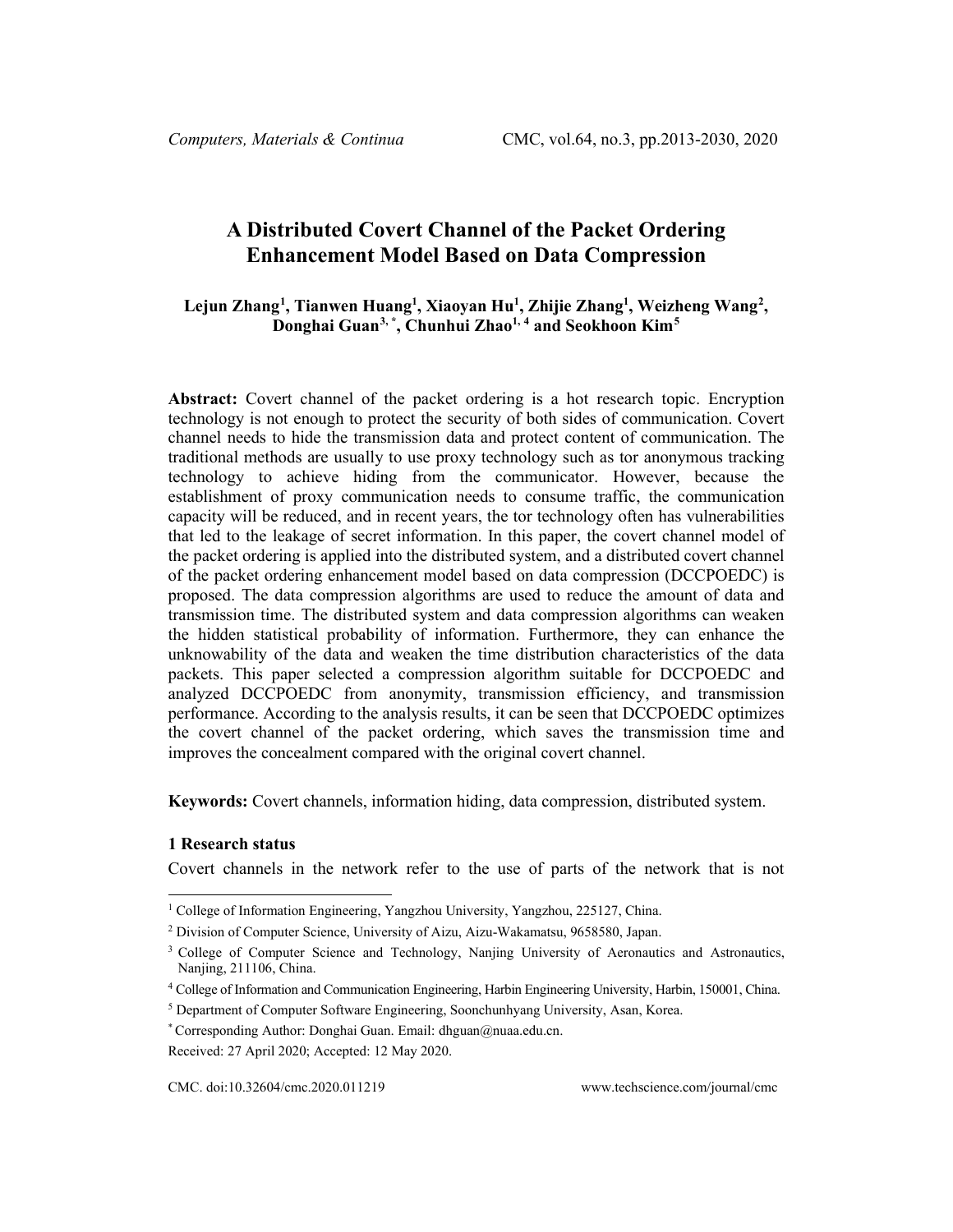# A Distributed Covert Channel of the Packet Ordering Enhancement Model Based on Data Compression

**Lejun Zhang[1], Tianwen Huang[1], Xiaoyan Hu[1], Zhijie Zhang[1], Weizheng Wang[2], Donghai Guan[3,*], Chunhui Zhao[1,4] and Seokhoon Kim[5]**

**Abstract:** Covert channel of the packet ordering is a hot research topic. Encryption technology is not enough to protect the security of both sides of communication. Covert channel needs to hide the transmission data and protect content of communication. The traditional methods are usually to use proxy technology such as tor anonymous tracking technology to achieve hiding from the communicator. However, because the establishment of proxy communication needs to consume traffic, the communication capacity will be reduced, and in recent years, the tor technology often has vulnerabilities that led to the leakage of secret information. In this paper, the covert channel model of the packet ordering is applied into the distributed system, and a distributed covert channel of the packet ordering enhancement model based on data compression (DCCPOEDC) is proposed. The data compression algorithms are used to reduce the amount of data and transmission time. The distributed system and data compression algorithms can weaken the hidden statistical probability of information. Furthermore, they can enhance the unknowability of the data and weaken the time distribution characteristics of the data packets. This paper selected a compression algorithm suitable for DCCPOEDC and analyzed DCCPOEDC from anonymity, transmission efficiency, and transmission performance. According to the analysis results, it can be seen that DCCPOEDC optimizes the covert channel of the packet ordering, which saves the transmission time and improves the concealment compared with the original covert channel.

**Keywords:** Covert channels, information hiding, data compression, distributed system.

## 1 Research status

Covert channels in the network refer to the use of parts of the network that is not

---

[1] College of Information Engineering, Yangzhou University, Yangzhou, 225127, China.

[2] Division of Computer Science, University of Aizu, Aizu-Wakamatsu, 9658580, Japan.

[3] College of Computer Science and Technology, Nanjing University of Aeronautics and Astronautics, Nanjing, 211106, China.

[4] College of Information and Communication Engineering, Harbin Engineering University, Harbin, 150001, China.

[5] Department of Computer Software Engineering, Soonchunhyang University, Asan, Korea.

[*] Corresponding Author: Donghai Guan. Email: dhguan@nuaa.edu.cn.

Received: 27 April 2020; Accepted: 12 May 2020.

CMC. doi:10.32604/cmc.2020.011219 www.techscience.com/journal/cmc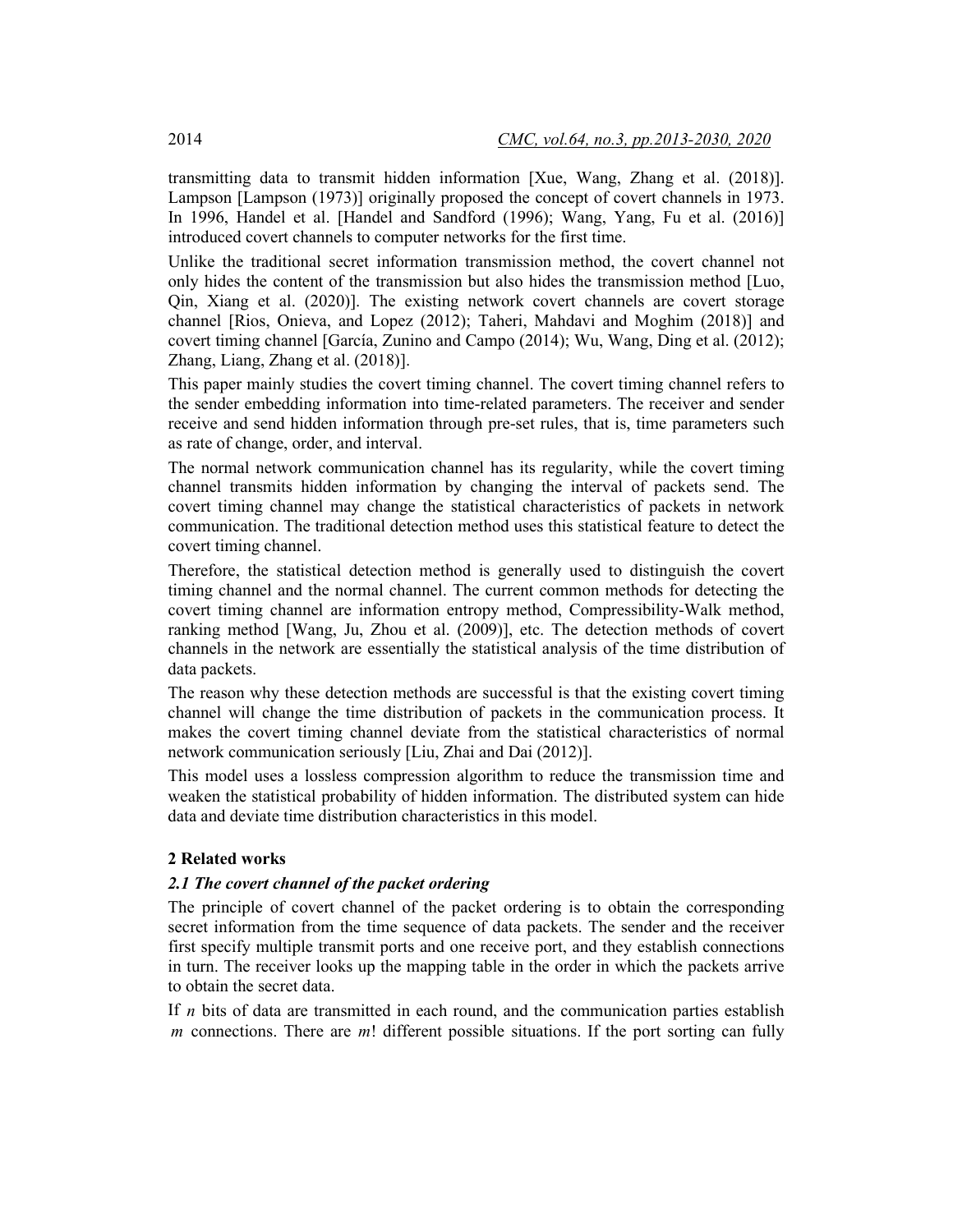transmitting data to transmit hidden information [Xue, Wang, Zhang et al. (2018)]. Lampson [Lampson (1973)] originally proposed the concept of covert channels in 1973. In 1996, Handel et al. [Handel and Sandford (1996); Wang, Yang, Fu et al. (2016)] introduced covert channels to computer networks for the first time.

Unlike the traditional secret information transmission method, the covert channel not only hides the content of the transmission but also hides the transmission method [Luo, Qin, Xiang et al. (2020)]. The existing network covert channels are covert storage channel [Rios, Onieva, and Lopez (2012); Taheri, Mahdavi and Moghim (2018)] and covert timing channel [García, Zunino and Campo (2014); Wu, Wang, Ding et al. (2012); Zhang, Liang, Zhang et al. (2018)].

This paper mainly studies the covert timing channel. The covert timing channel refers to the sender embedding information into time-related parameters. The receiver and sender receive and send hidden information through pre-set rules, that is, time parameters such as rate of change, order, and interval.

The normal network communication channel has its regularity, while the covert timing channel transmits hidden information by changing the interval of packets send. The covert timing channel may change the statistical characteristics of packets in network communication. The traditional detection method uses this statistical feature to detect the covert timing channel.

Therefore, the statistical detection method is generally used to distinguish the covert timing channel and the normal channel. The current common methods for detecting the covert timing channel are information entropy method, Compressibility-Walk method, ranking method [Wang, Ju, Zhou et al. (2009)], etc. The detection methods of covert channels in the network are essentially the statistical analysis of the time distribution of data packets.

The reason why these detection methods are successful is that the existing covert timing channel will change the time distribution of packets in the communication process. It makes the covert timing channel deviate from the statistical characteristics of normal network communication seriously [Liu, Zhai and Dai (2012)].

This model uses a lossless compression algorithm to reduce the transmission time and weaken the statistical probability of hidden information. The distributed system can hide data and deviate time distribution characteristics in this model.

## 2 Related works

### *2.1 The covert channel of the packet ordering*

The principle of covert channel of the packet ordering is to obtain the corresponding secret information from the time sequence of data packets. The sender and the receiver first specify multiple transmit ports and one receive port, and they establish connections in turn. The receiver looks up the mapping table in the order in which the packets arrive to obtain the secret data.

If $n$ bits of data are transmitted in each round, and the communication parties establish $m$ connections. There are $m!$ different possible situations. If the port sorting can fully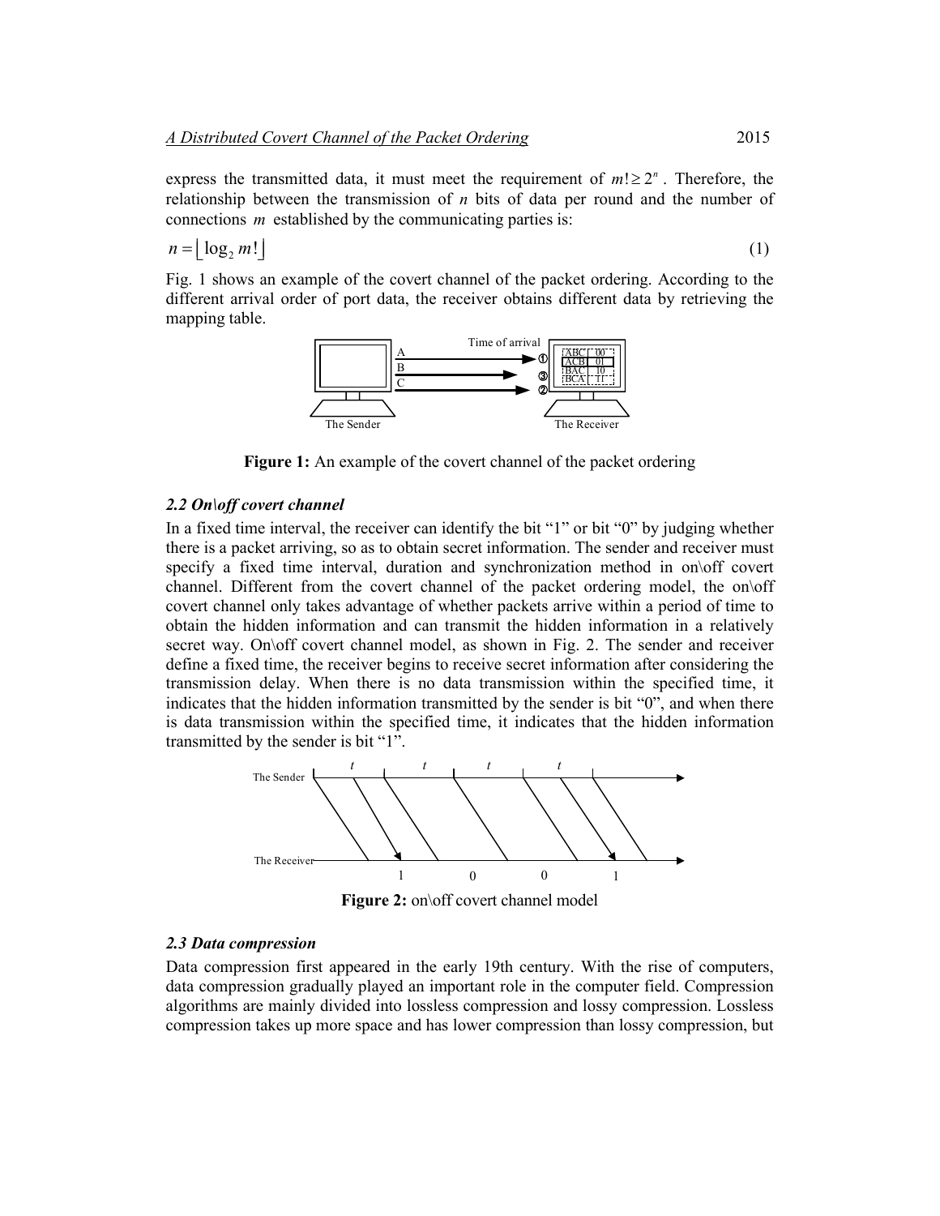express the transmitted data, it must meet the requirement of $m! \geq 2^n$. Therefore, the relationship between the transmission of $n$ bits of data per round and the number of connections $m$ established by the communicating parties is:

$$n = \lfloor \log_2 m! \rfloor \tag{1}$$

Fig. 1 shows an example of the covert channel of the packet ordering. According to the different arrival order of port data, the receiver obtains different data by retrieving the mapping table.

**Figure 1:** An example of the covert channel of the packet ordering

### *2.2 On\off covert channel*

In a fixed time interval, the receiver can identify the bit "1" or bit "0" by judging whether there is a packet arriving, so as to obtain secret information. The sender and receiver must specify a fixed time interval, duration and synchronization method in on\off covert channel. Different from the covert channel of the packet ordering model, the on\off covert channel only takes advantage of whether packets arrive within a period of time to obtain the hidden information and can transmit the hidden information in a relatively secret way. On\off covert channel model, as shown in Fig. 2. The sender and receiver define a fixed time, the receiver begins to receive secret information after considering the transmission delay. When there is no data transmission within the specified time, it indicates that the hidden information transmitted by the sender is bit "0", and when there is data transmission within the specified time, it indicates that the hidden information transmitted by the sender is bit "1".

**Figure 2:** on\off covert channel model

### *2.3 Data compression*

Data compression first appeared in the early 19th century. With the rise of computers, data compression gradually played an important role in the computer field. Compression algorithms are mainly divided into lossless compression and lossy compression. Lossless compression takes up more space and has lower compression than lossy compression, but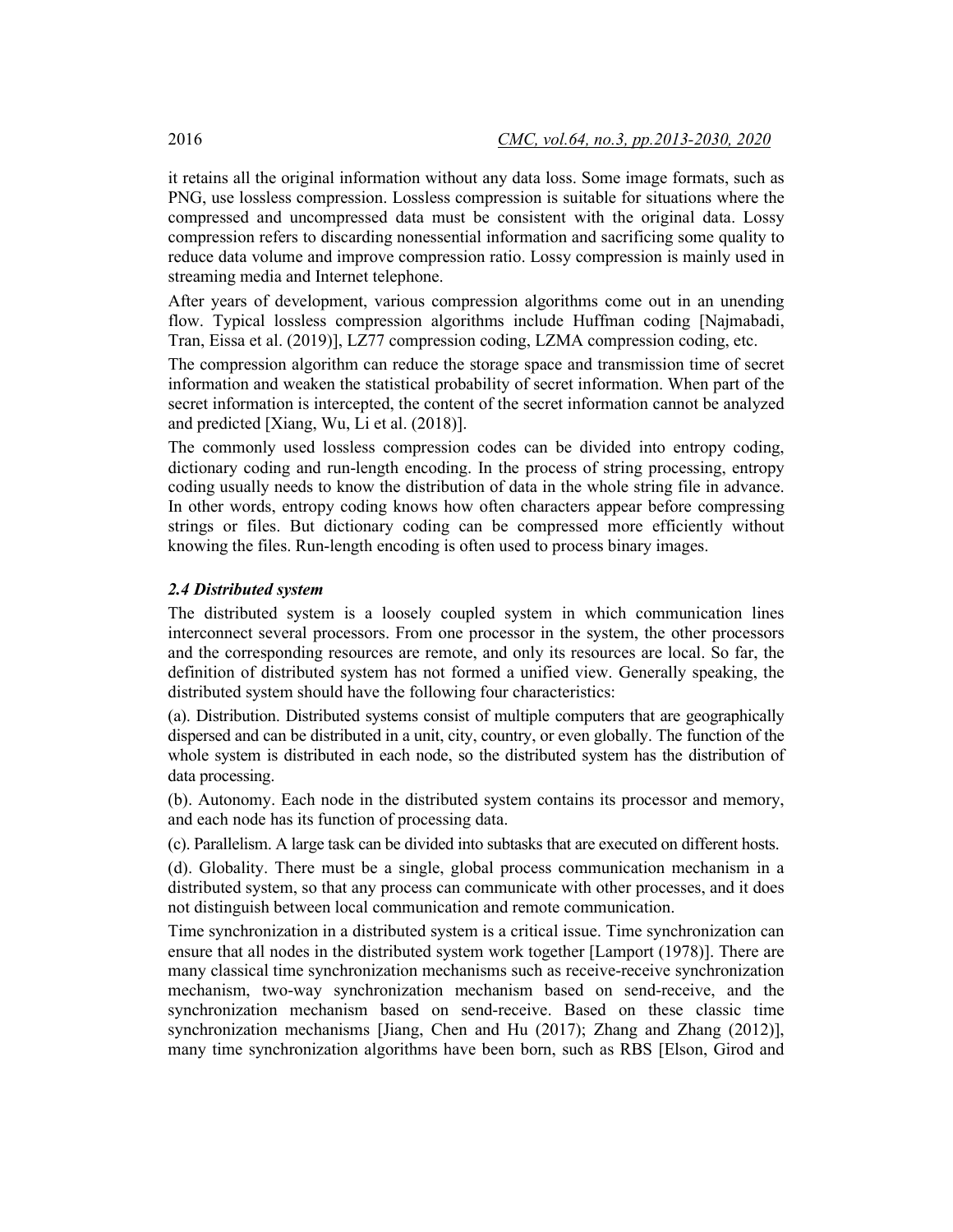it retains all the original information without any data loss. Some image formats, such as PNG, use lossless compression. Lossless compression is suitable for situations where the compressed and uncompressed data must be consistent with the original data. Lossy compression refers to discarding nonessential information and sacrificing some quality to reduce data volume and improve compression ratio. Lossy compression is mainly used in streaming media and Internet telephone.

After years of development, various compression algorithms come out in an unending flow. Typical lossless compression algorithms include Huffman coding [Najmabadi, Tran, Eissa et al. (2019)], LZ77 compression coding, LZMA compression coding, etc.

The compression algorithm can reduce the storage space and transmission time of secret information and weaken the statistical probability of secret information. When part of the secret information is intercepted, the content of the secret information cannot be analyzed and predicted [Xiang, Wu, Li et al. (2018)].

The commonly used lossless compression codes can be divided into entropy coding, dictionary coding and run-length encoding. In the process of string processing, entropy coding usually needs to know the distribution of data in the whole string file in advance. In other words, entropy coding knows how often characters appear before compressing strings or files. But dictionary coding can be compressed more efficiently without knowing the files. Run-length encoding is often used to process binary images.

### *2.4 Distributed system*

The distributed system is a loosely coupled system in which communication lines interconnect several processors. From one processor in the system, the other processors and the corresponding resources are remote, and only its resources are local. So far, the definition of distributed system has not formed a unified view. Generally speaking, the distributed system should have the following four characteristics:

(a). Distribution. Distributed systems consist of multiple computers that are geographically dispersed and can be distributed in a unit, city, country, or even globally. The function of the whole system is distributed in each node, so the distributed system has the distribution of data processing.

(b). Autonomy. Each node in the distributed system contains its processor and memory, and each node has its function of processing data.

(c). Parallelism. A large task can be divided into subtasks that are executed on different hosts.

(d). Globality. There must be a single, global process communication mechanism in a distributed system, so that any process can communicate with other processes, and it does not distinguish between local communication and remote communication.

Time synchronization in a distributed system is a critical issue. Time synchronization can ensure that all nodes in the distributed system work together [Lamport (1978)]. There are many classical time synchronization mechanisms such as receive-receive synchronization mechanism, two-way synchronization mechanism based on send-receive, and the synchronization mechanism based on send-receive. Based on these classic time synchronization mechanisms [Jiang, Chen and Hu (2017); Zhang and Zhang (2012)], many time synchronization algorithms have been born, such as RBS [Elson, Girod and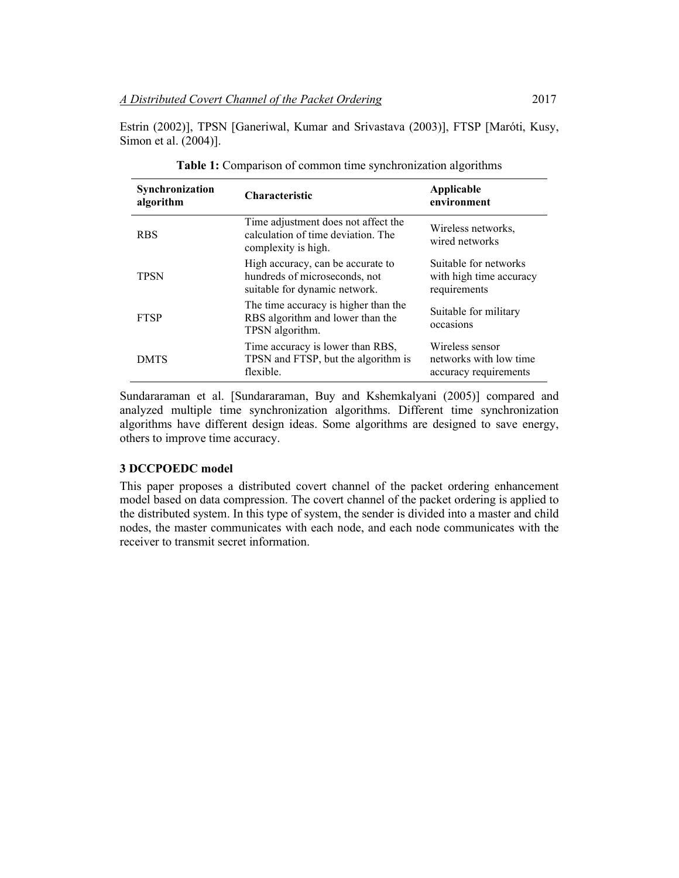Estrin (2002)], TPSN [Ganeriwal, Kumar and Srivastava (2003)], FTSP [Maróti, Kusy, Simon et al. (2004)].

**Table 1:** Comparison of common time synchronization algorithms

| Synchronization algorithm | Characteristic | Applicable environment |
|---|---|---|
| RBS | Time adjustment does not affect the calculation of time deviation. The complexity is high. | Wireless networks, wired networks |
| TPSN | High accuracy, can be accurate to hundreds of microseconds, not suitable for dynamic network. | Suitable for networks with high time accuracy requirements |
| FTSP | The time accuracy is higher than the RBS algorithm and lower than the TPSN algorithm. | Suitable for military occasions |
| DMTS | Time accuracy is lower than RBS, TPSN and FTSP, but the algorithm is flexible. | Wireless sensor networks with low time accuracy requirements |

Sundararaman et al. [Sundararaman, Buy and Kshemkalyani (2005)] compared and analyzed multiple time synchronization algorithms. Different time synchronization algorithms have different design ideas. Some algorithms are designed to save energy, others to improve time accuracy.

### 3 DCCPOEDC model

This paper proposes a distributed covert channel of the packet ordering enhancement model based on data compression. The covert channel of the packet ordering is applied to the distributed system. In this type of system, the sender is divided into a master and child nodes, the master communicates with each node, and each node communicates with the receiver to transmit secret information.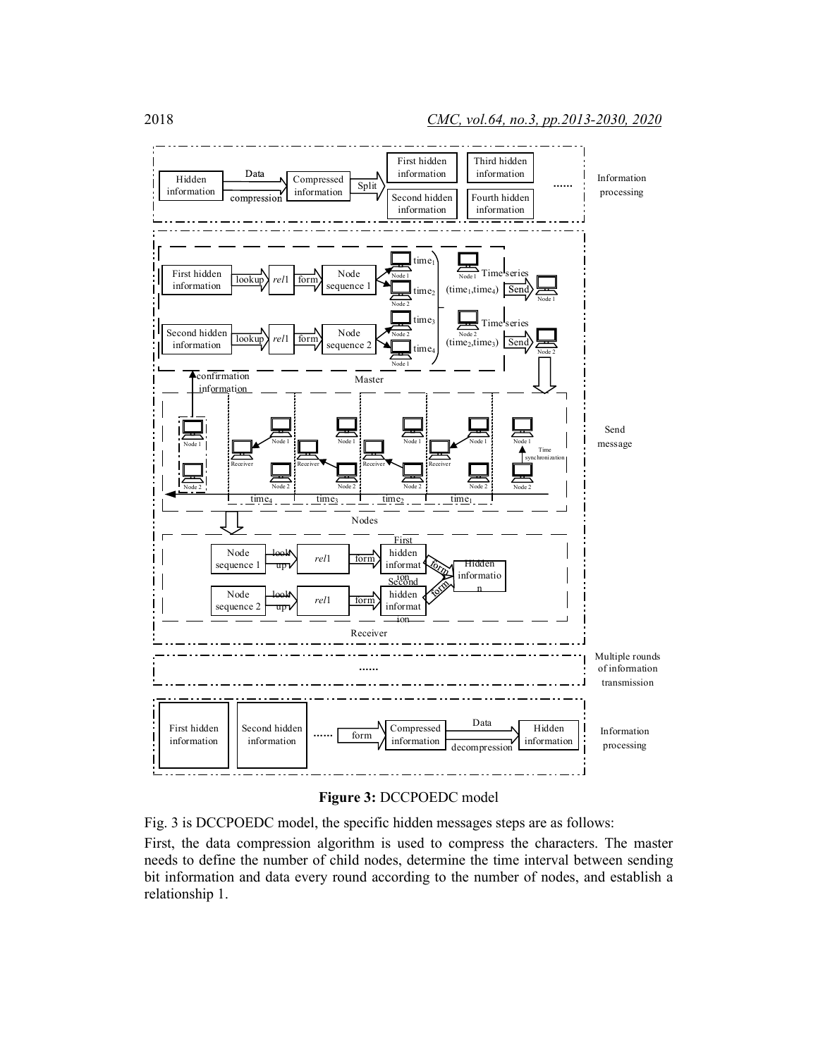**Figure 3:** DCCPOEDC model

Fig. 3 is DCCPOEDC model, the specific hidden messages steps are as follows:

First, the data compression algorithm is used to compress the characters. The master needs to define the number of child nodes, determine the time interval between sending bit information and data every round according to the number of nodes, and establish a relationship 1.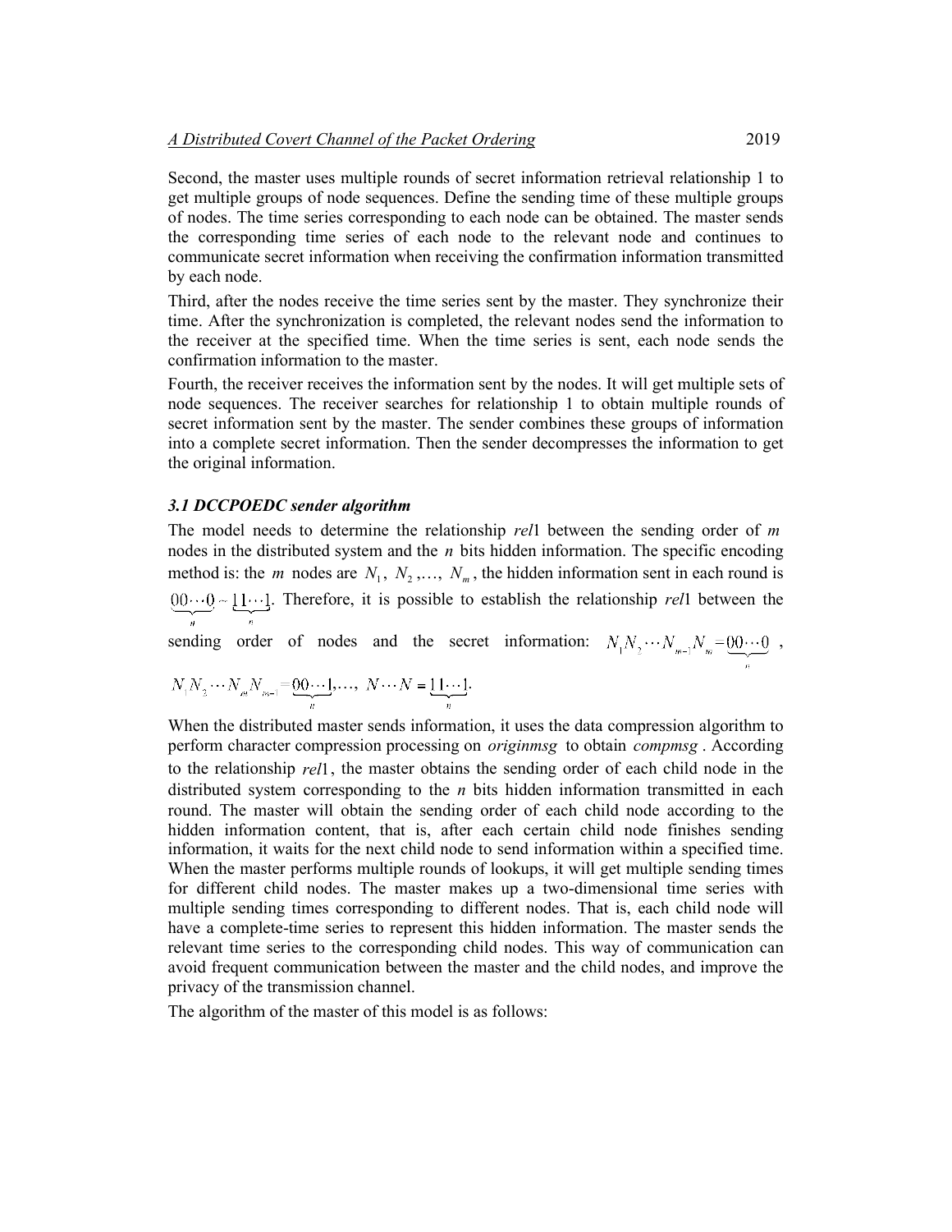Second, the master uses multiple rounds of secret information retrieval relationship 1 to get multiple groups of node sequences. Define the sending time of these multiple groups of nodes. The time series corresponding to each node can be obtained. The master sends the corresponding time series of each node to the relevant node and continues to communicate secret information when receiving the confirmation information transmitted by each node.

Third, after the nodes receive the time series sent by the master. They synchronize their time. After the synchronization is completed, the relevant nodes send the information to the receiver at the specified time. When the time series is sent, each node sends the confirmation information to the master.

Fourth, the receiver receives the information sent by the nodes. It will get multiple sets of node sequences. The receiver searches for relationship 1 to obtain multiple rounds of secret information sent by the master. The sender combines these groups of information into a complete secret information. Then the sender decompresses the information to get the original information.

### *3.1 DCCPOEDC sender algorithm*

The model needs to determine the relationship *rel*1 between the sending order of *m* nodes in the distributed system and the *n* bits hidden information. The specific encoding method is: the *m* nodes are $N_1$, $N_2$ ,…, $N_m$ , the hidden information sent in each round is $\underbrace{00\cdots0}_{n} \sim \underbrace{11\cdots1}_{n}$. Therefore, it is possible to establish the relationship *rel*1 between the sending order of nodes and the secret information: $N_1N_2\cdots N_{m-1}N_m = \underbrace{00\cdots0}_{n}$ , $N_1N_2\cdots N_mN_{m-1} = \underbrace{00\cdots1}_{n}$,…, $N\cdots N = \underbrace{11\cdots1}_{n}$.

When the distributed master sends information, it uses the data compression algorithm to perform character compression processing on *originmsg* to obtain *compmsg* . According to the relationship *rel*1, the master obtains the sending order of each child node in the distributed system corresponding to the *n* bits hidden information transmitted in each round. The master will obtain the sending order of each child node according to the hidden information content, that is, after each certain child node finishes sending information, it waits for the next child node to send information within a specified time. When the master performs multiple rounds of lookups, it will get multiple sending times for different child nodes. The master makes up a two-dimensional time series with multiple sending times corresponding to different nodes. That is, each child node will have a complete-time series to represent this hidden information. The master sends the relevant time series to the corresponding child nodes. This way of communication can avoid frequent communication between the master and the child nodes, and improve the privacy of the transmission channel.

The algorithm of the master of this model is as follows: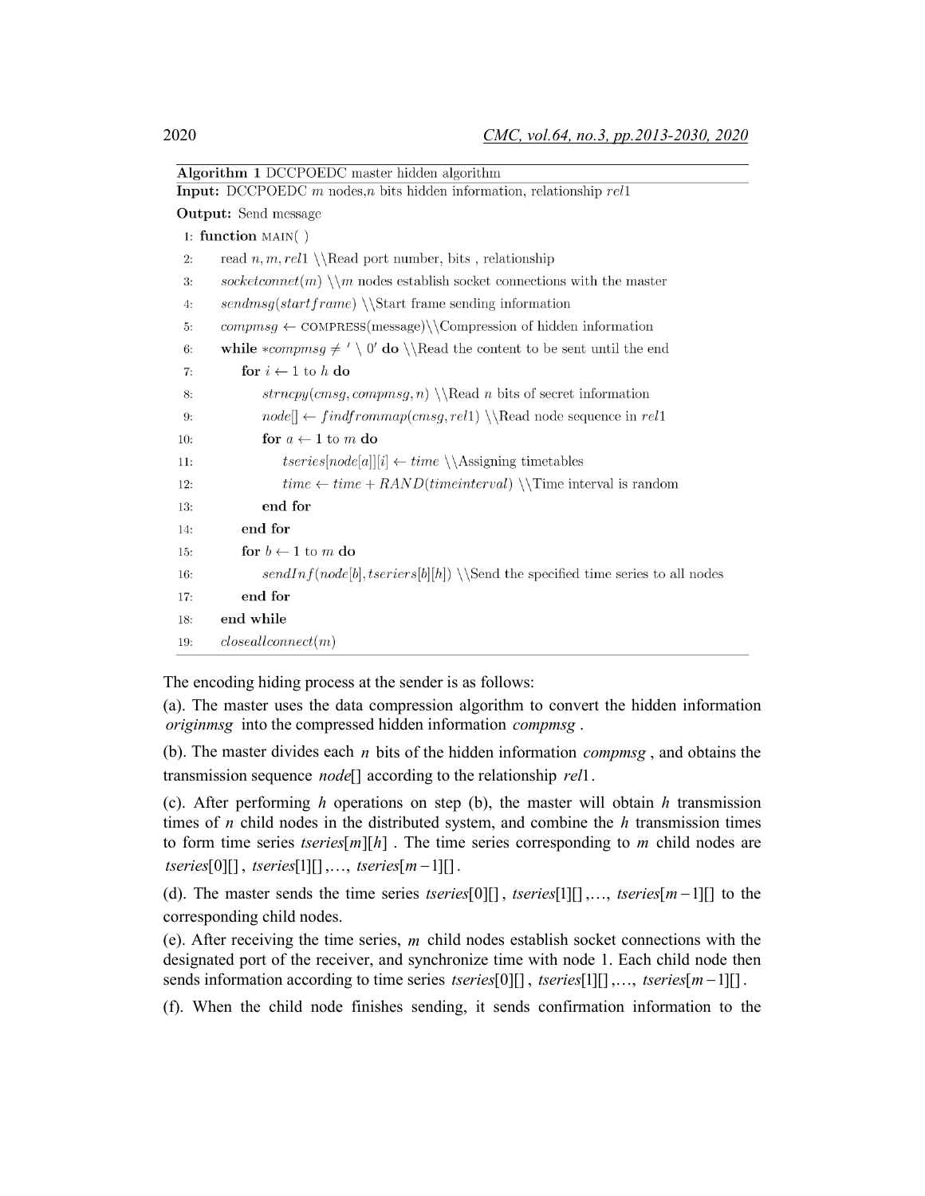**Algorithm 1** DCCPOEDC master hidden algorithm

**Input:** DCCPOEDC $m$ nodes,$n$ bits hidden information, relationship $rel1$

**Output:** Send message

```
1: function MAIN( )
2:     read n, m, rel1 \\Read port number, bits , relationship
3:     socketconnet(m) \\m nodes establish socket connections with the master
4:     sendmsg(startframe) \\Start frame sending information
5:     compmsg ← COMPRESS(message)\\Compression of hidden information
6:     while *compmsg ≠ '\0' do \\Read the content to be sent until the end
7:         for i ← 1 to h do
8:             strncpy(cmsg, compmsg, n) \\Read n bits of secret information
9:             node[] ← findfrommap(cmsg, rel1) \\Read node sequence in rel1
10:            for a ← 1 to m do
11:                tseries[node[a]][i] ← time \\Assigning timetables
12:                time ← time + RAND(timeinterval) \\Time interval is random
13:            end for
14:        end for
15:        for b ← 1 to m do
16:            sendInf(node[b], tseriers[b][h]) \\Send the specified time series to all nodes
17:        end for
18:    end while
19:    closeallconnect(m)
```

The encoding hiding process at the sender is as follows:

(a). The master uses the data compression algorithm to convert the hidden information $originmsg$ into the compressed hidden information $compmsg$.

(b). The master divides each $n$ bits of the hidden information $compmsg$, and obtains the transmission sequence $node[]$ according to the relationship $rel1$.

(c). After performing $h$ operations on step (b), the master will obtain $h$ transmission times of $n$ child nodes in the distributed system, and combine the $h$ transmission times to form time series $tseries[m][h]$. The time series corresponding to $m$ child nodes are $tseries[0][]$, $tseries[1][]$,…, $tseries[m-1][]$.

(d). The master sends the time series $tseries[0][]$, $tseries[1][]$,…, $tseries[m-1][]$ to the corresponding child nodes.

(e). After receiving the time series, $m$ child nodes establish socket connections with the designated port of the receiver, and synchronize time with node 1. Each child node then sends information according to time series $tseries[0][]$, $tseries[1][]$,…, $tseries[m-1][]$.

(f). When the child node finishes sending, it sends confirmation information to the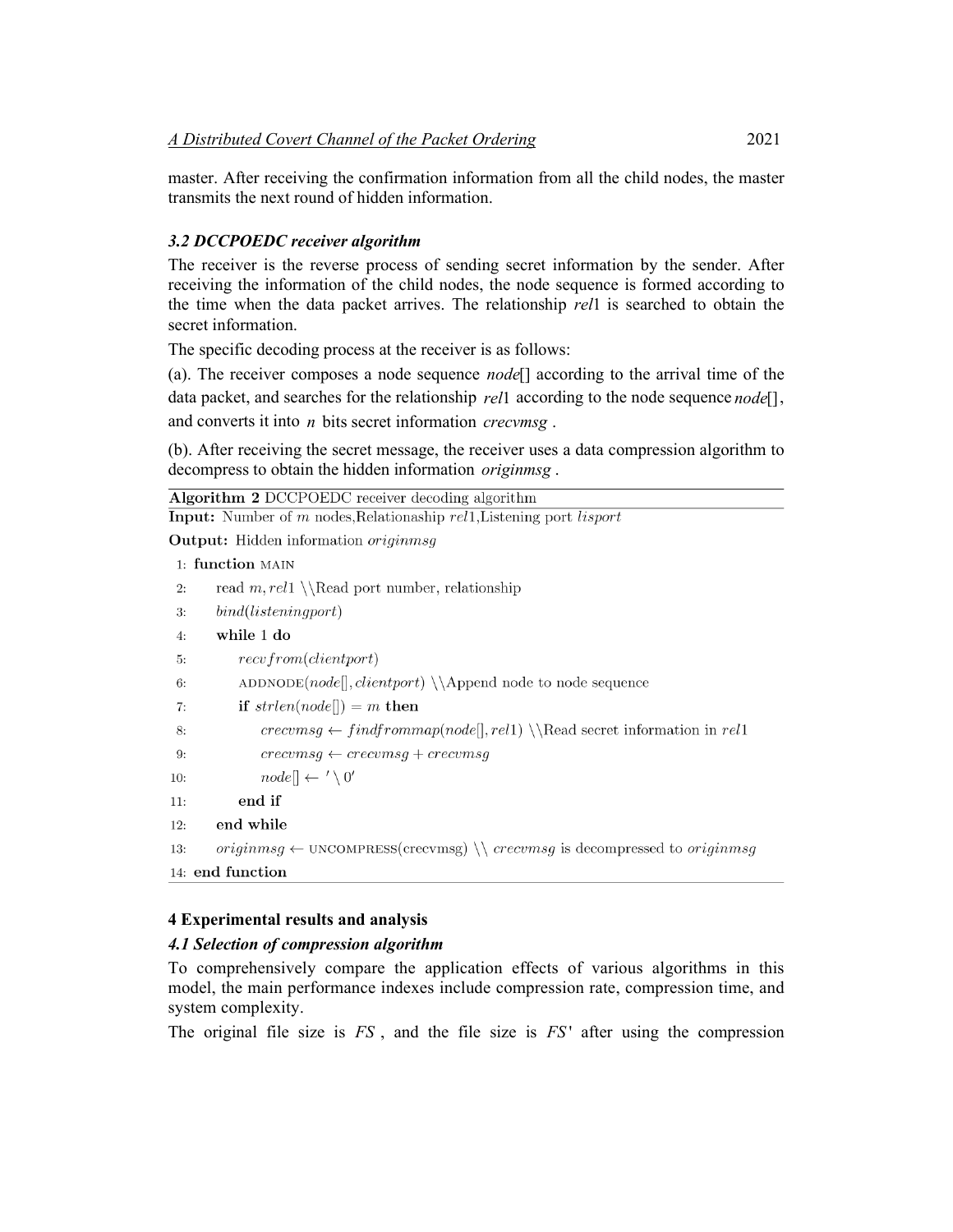master. After receiving the confirmation information from all the child nodes, the master transmits the next round of hidden information.

### *3.2 DCCPOEDC receiver algorithm*

The receiver is the reverse process of sending secret information by the sender. After receiving the information of the child nodes, the node sequence is formed according to the time when the data packet arrives. The relationship *rel*1 is searched to obtain the secret information.

The specific decoding process at the receiver is as follows:

(a). The receiver composes a node sequence *node*[] according to the arrival time of the data packet, and searches for the relationship *rel*1 according to the node sequence *node*[], and converts it into $n$ bits secret information *crecvmsg* .

(b). After receiving the secret message, the receiver uses a data compression algorithm to decompress to obtain the hidden information *originmsg* .

**Algorithm 2** DCCPOEDC receiver decoding algorithm

**Input:** Number of $m$ nodes,Relationaship $rel1$,Listening port $lisport$

**Output:** Hidden information $originmsg$

```
1:  function MAIN
2:      read m, rel1 \\Read port number, relationship
3:      bind(listeningport)
4:      while 1 do
5:          recvfrom(clientport)
6:          ADDNODE(node[], clientport) \\Append node to node sequence
7:          if strlen(node[]) = m then
8:              crecvmsg ← findfrommap(node[], rel1) \\Read secret information in rel1
9:              crecvmsg ← crecvmsg + crecvmsg
10:             node[] ← '\0'
11:         end if
12:     end while
13:     originmsg ← UNCOMPRESS(crecvmsg) \\ crecvmsg is decompressed to originmsg
14: end function
```

## 4 Experimental results and analysis

### *4.1 Selection of compression algorithm*

To comprehensively compare the application effects of various algorithms in this model, the main performance indexes include compression rate, compression time, and system complexity.

The original file size is $FS$ , and the file size is $FS'$ after using the compression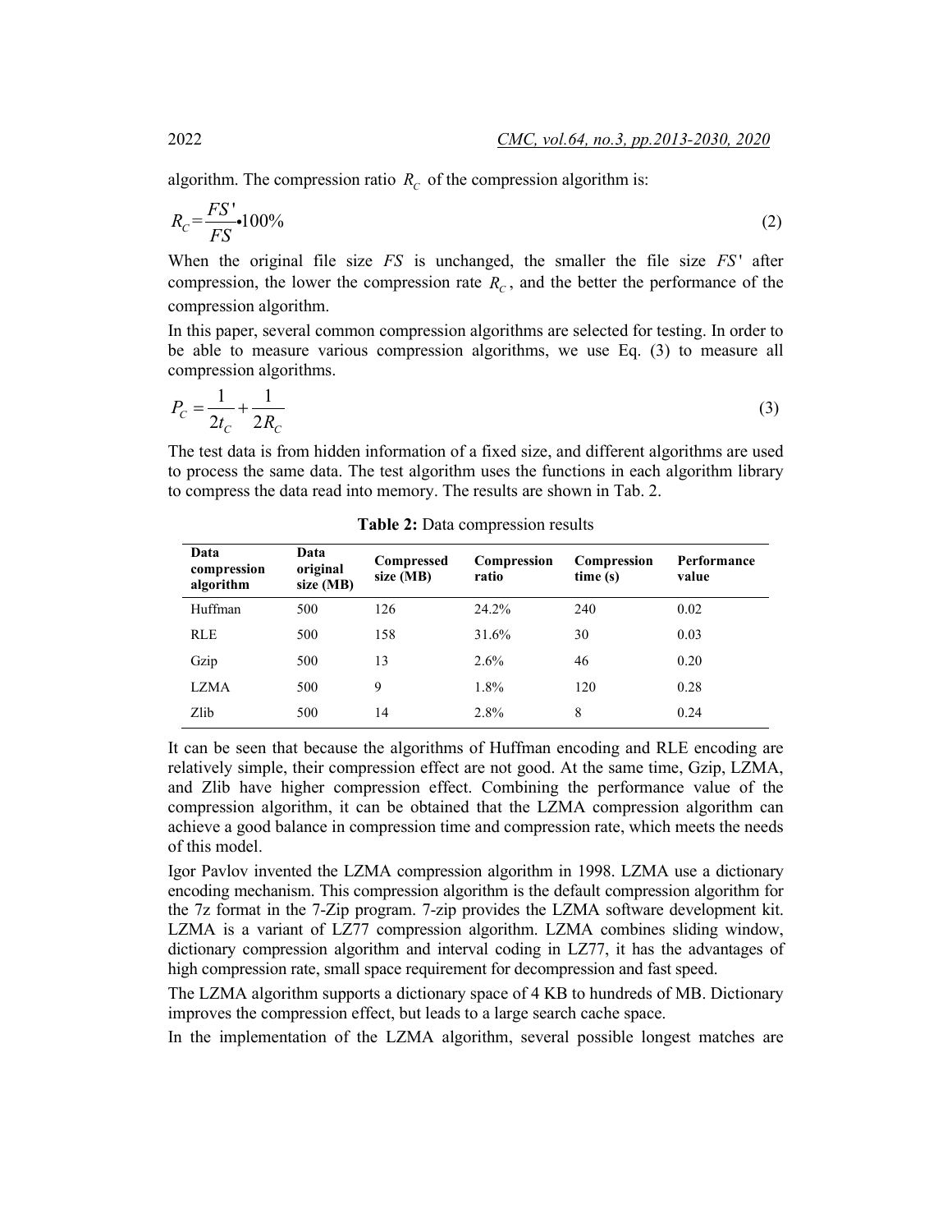algorithm. The compression ratio $R_C$ of the compression algorithm is:

$$R_C = \frac{FS'}{FS} \bullet 100\% \tag{2}$$

When the original file size $FS$ is unchanged, the smaller the file size $FS'$ after compression, the lower the compression rate $R_C$, and the better the performance of the compression algorithm.

In this paper, several common compression algorithms are selected for testing. In order to be able to measure various compression algorithms, we use Eq. (3) to measure all compression algorithms.

$$P_C = \frac{1}{2t_C} + \frac{1}{2R_C} \tag{3}$$

The test data is from hidden information of a fixed size, and different algorithms are used to process the same data. The test algorithm uses the functions in each algorithm library to compress the data read into memory. The results are shown in Tab. 2.

**Table 2:** Data compression results

| Data compression algorithm | Data original size (MB) | Compressed size (MB) | Compression ratio | Compression time (s) | Performance value |
|---|---|---|---|---|---|
| Huffman | 500 | 126 | 24.2% | 240 | 0.02 |
| RLE | 500 | 158 | 31.6% | 30 | 0.03 |
| Gzip | 500 | 13 | 2.6% | 46 | 0.20 |
| LZMA | 500 | 9 | 1.8% | 120 | 0.28 |
| Zlib | 500 | 14 | 2.8% | 8 | 0.24 |

It can be seen that because the algorithms of Huffman encoding and RLE encoding are relatively simple, their compression effect are not good. At the same time, Gzip, LZMA, and Zlib have higher compression effect. Combining the performance value of the compression algorithm, it can be obtained that the LZMA compression algorithm can achieve a good balance in compression time and compression rate, which meets the needs of this model.

Igor Pavlov invented the LZMA compression algorithm in 1998. LZMA use a dictionary encoding mechanism. This compression algorithm is the default compression algorithm for the 7z format in the 7-Zip program. 7-zip provides the LZMA software development kit. LZMA is a variant of LZ77 compression algorithm. LZMA combines sliding window, dictionary compression algorithm and interval coding in LZ77, it has the advantages of high compression rate, small space requirement for decompression and fast speed.

The LZMA algorithm supports a dictionary space of 4 KB to hundreds of MB. Dictionary improves the compression effect, but leads to a large search cache space.

In the implementation of the LZMA algorithm, several possible longest matches are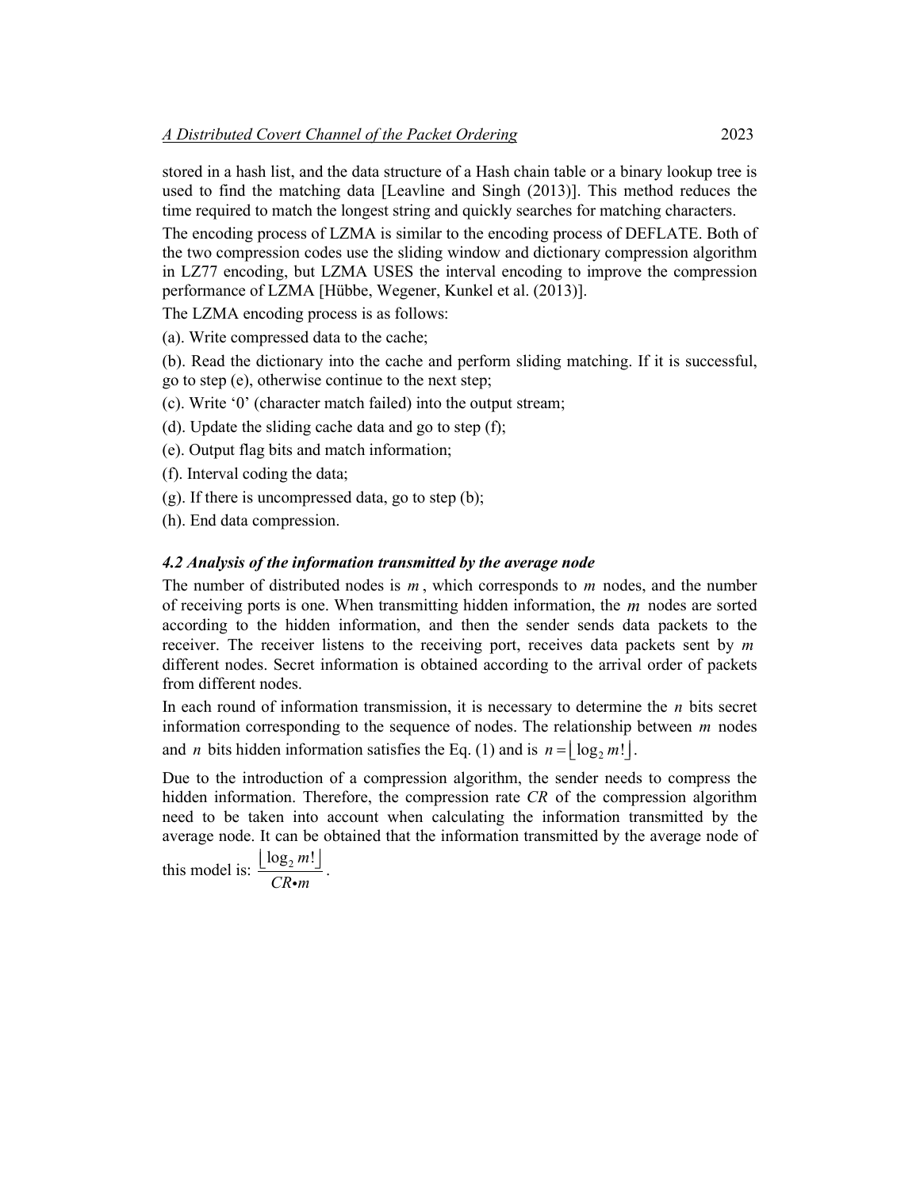stored in a hash list, and the data structure of a Hash chain table or a binary lookup tree is used to find the matching data [Leavline and Singh (2013)]. This method reduces the time required to match the longest string and quickly searches for matching characters.

The encoding process of LZMA is similar to the encoding process of DEFLATE. Both of the two compression codes use the sliding window and dictionary compression algorithm in LZ77 encoding, but LZMA USES the interval encoding to improve the compression performance of LZMA [Hübbe, Wegener, Kunkel et al. (2013)].

The LZMA encoding process is as follows:

(a). Write compressed data to the cache;

(b). Read the dictionary into the cache and perform sliding matching. If it is successful, go to step (e), otherwise continue to the next step;

(c). Write '0' (character match failed) into the output stream;

(d). Update the sliding cache data and go to step (f);

(e). Output flag bits and match information;

(f). Interval coding the data;

(g). If there is uncompressed data, go to step (b);

(h). End data compression.

### *4.2 Analysis of the information transmitted by the average node*

The number of distributed nodes is $m$, which corresponds to $m$ nodes, and the number of receiving ports is one. When transmitting hidden information, the $m$ nodes are sorted according to the hidden information, and then the sender sends data packets to the receiver. The receiver listens to the receiving port, receives data packets sent by $m$ different nodes. Secret information is obtained according to the arrival order of packets from different nodes.

In each round of information transmission, it is necessary to determine the $n$ bits secret information corresponding to the sequence of nodes. The relationship between $m$ nodes and $n$ bits hidden information satisfies the Eq. (1) and is $n = \lfloor \log_2 m! \rfloor$.

Due to the introduction of a compression algorithm, the sender needs to compress the hidden information. Therefore, the compression rate $CR$ of the compression algorithm need to be taken into account when calculating the information transmitted by the average node. It can be obtained that the information transmitted by the average node of this model is: $\frac{\lfloor \log_2 m! \rfloor}{CR \bullet m}$.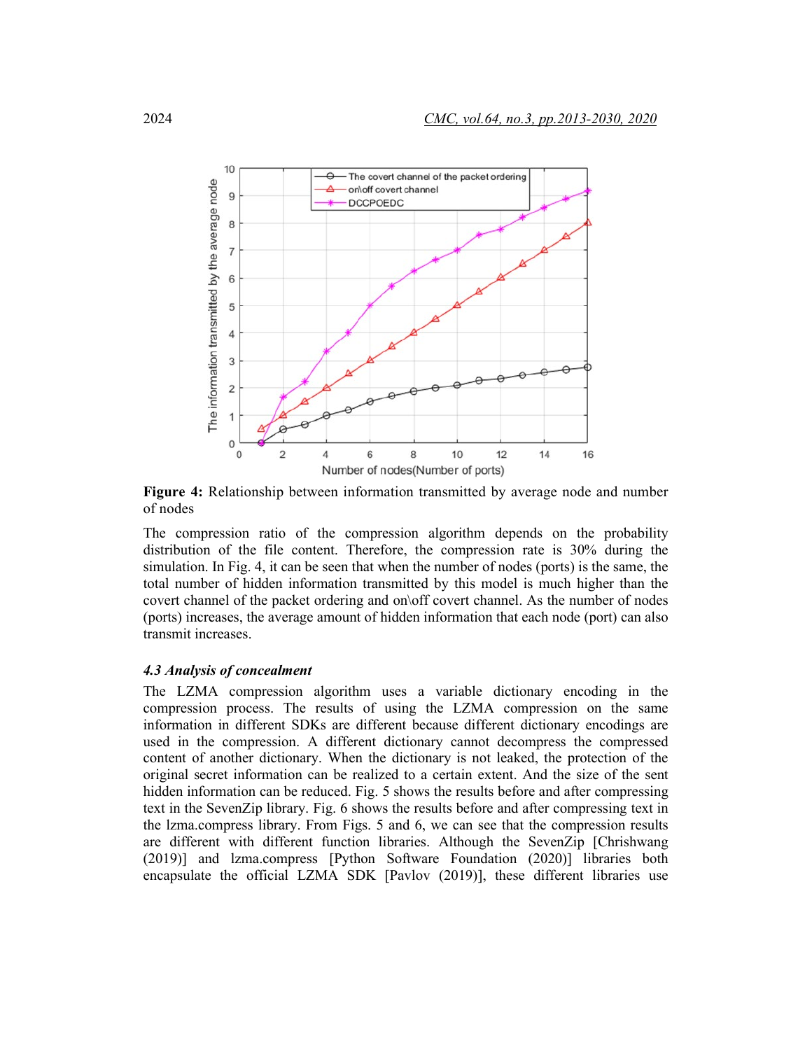**Figure 4:** Relationship between information transmitted by average node and number of nodes

The compression ratio of the compression algorithm depends on the probability distribution of the file content. Therefore, the compression rate is 30% during the simulation. In Fig. 4, it can be seen that when the number of nodes (ports) is the same, the total number of hidden information transmitted by this model is much higher than the covert channel of the packet ordering and on\off covert channel. As the number of nodes (ports) increases, the average amount of hidden information that each node (port) can also transmit increases.

### *4.3 Analysis of concealment*

The LZMA compression algorithm uses a variable dictionary encoding in the compression process. The results of using the LZMA compression on the same information in different SDKs are different because different dictionary encodings are used in the compression. A different dictionary cannot decompress the compressed content of another dictionary. When the dictionary is not leaked, the protection of the original secret information can be realized to a certain extent. And the size of the sent hidden information can be reduced. Fig. 5 shows the results before and after compressing text in the SevenZip library. Fig. 6 shows the results before and after compressing text in the lzma.compress library. From Figs. 5 and 6, we can see that the compression results are different with different function libraries. Although the SevenZip [Chrishwang (2019)] and lzma.compress [Python Software Foundation (2020)] libraries both encapsulate the official LZMA SDK [Pavlov (2019)], these different libraries use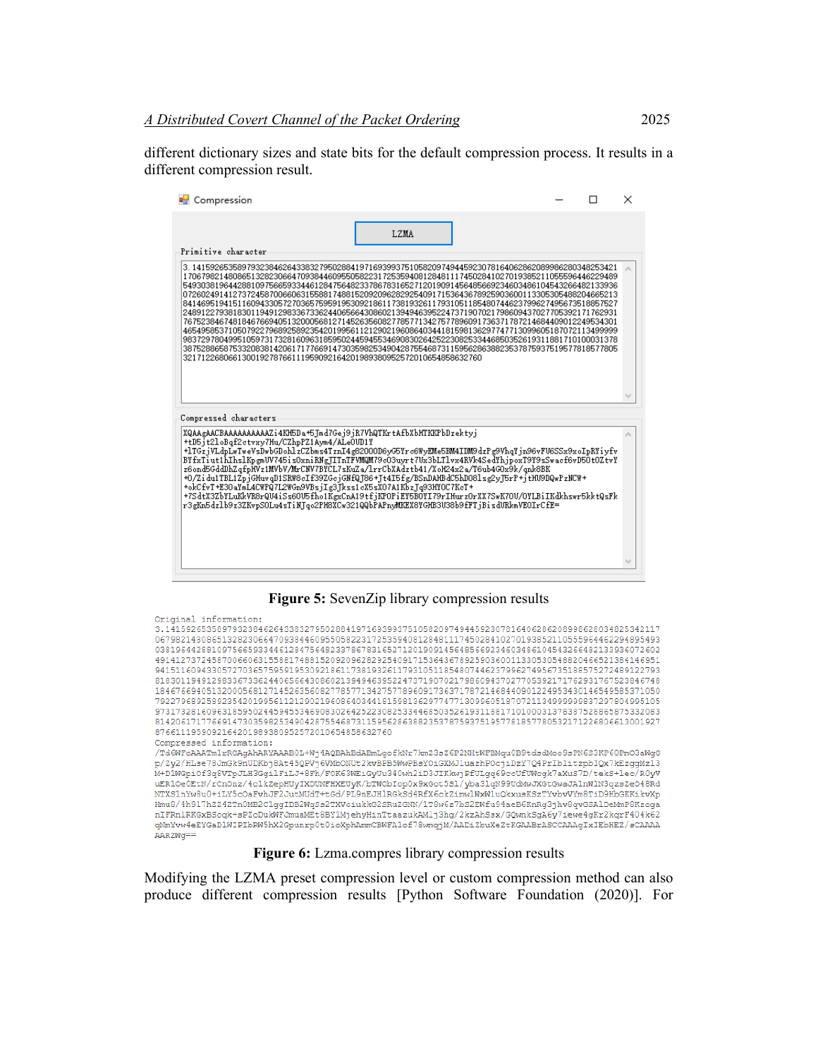different dictionary sizes and state bits for the default compression process. It results in a different compression result.

**Figure 5:** SevenZip library compression results

**Figure 6:** Lzma.compres library compression results

Modifying the LZMA preset compression level or custom compression method can also produce different compression results [Python Software Foundation (2020)]. For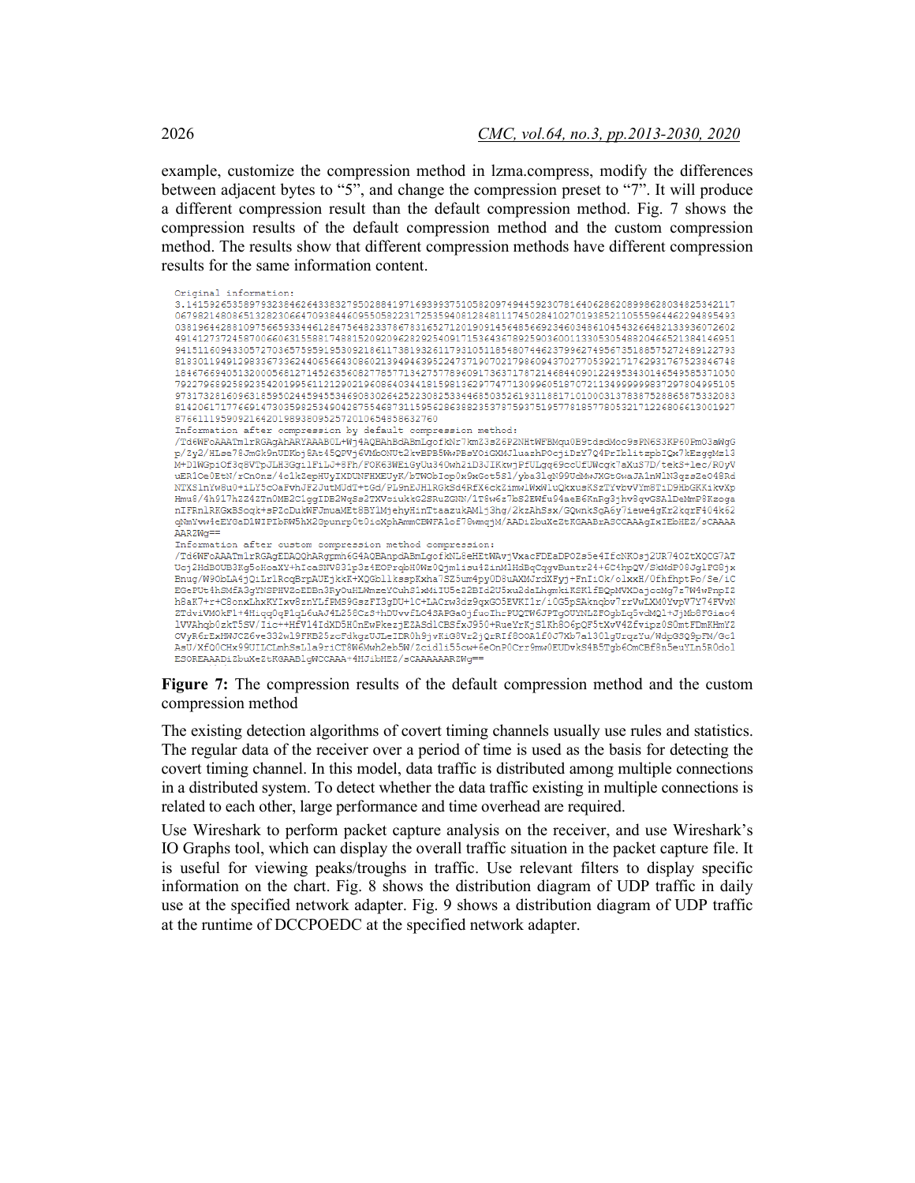example, customize the compression method in lzma.compress, modify the differences between adjacent bytes to "5", and change the compression preset to "7". It will produce a different compression result than the default compression method. Fig. 7 shows the compression results of the default compression method and the custom compression method. The results show that different compression methods have different compression results for the same information content.

```
Original information:
3.14159265358979323846264338327950288419716939937510582097494459230781640628620899862803482534211 7
0679821480865132823066470938446095505822317253594081284811174502841027019385211055596446229489549 3
0381964428810975665933446128475648233786783165271201909145648566923460348610454326648213393607260 2
4914127372458700660631558817488152092096282925409171536436789259036001133053054882046652138414695 1
9415116094330572703657595919530921861173819326117931051185480744623799627495673518857527248912279 3
8183011949129833673362440656643086021394946395224737190702179860943702770539217176293176752384674 8
1846766940513200056812714526356082778577134275778960917363717872146844090122495343014654958537105 0
7922796892589235420199561121290219608640344181598136297747713099605187072113499999983729780499510 5
9731732816096318595024459455346908302642522308253344685035261931188171010003137838752886587533208 3
8142061717766914730359825349042875546873115956286388235378759375195778185778053217122680661300192 7
8766111959092164201989380952572010654858632760
Information after compression by default compression method:
/Td6WFoAAATm1rRGAgAhARYAAABOL+Wj4AQEAhBdABmLgofkNr7km23sZ6P2NHtWFBMqu0B9tdsdMoc9sPN6S3KP60Pm03aWgG
p/Zy2/HLse78JmGk9nUDKoj8At45QPVj6VMbONUt2kvBPB5WwPBsYOiGXMJluazhPOcjiDzY7Q4PrIblitzpbIQx7kEzggMsl3
M+D1WGp1Of3q8VTpJLH3Gg11F1L0+8Fh/F0K63WE1GyUu340wh2iD3JIKkwjPfULgq69ccUfUWcgx7aXuS7D/tekS+lec/R0yV
uER1Ce0EtN/rCnOnz/4c1kZepHUyIXDUNFHXEUyK/bTWObIop0x9xGot581/yba3lqN99UcMwJXGtGwaJA1nWlN3qzsZeo48Rd
NTXSlnYw8u0+iLY5cOaFvhJF2JutMUdT+tGd/PL9nEJH1RGkSd4RfX6ckZimwlWxW1uQkxusKSzTYvbvVYm8TiD9HbGKKikvXp
Hmu8/4h917hZ24ZTn0ME2CiggIDE2WqSs2TXVoiukkG2SRuZGNN/1T8w6s7bS2EWfu94aeB6KnRg3jhv8qvGSAlDeMmP8Kzoga
nIFRnlRKGxBSoqk+sPZcDukWFJmuaMEt8BY1MjehyHinTtaazukAMlj3hg/2kzAhSsx/GQwnkSgA6y7iewe4gKr2kqrF404k62
qNmYvw4cEYGaD1WIPIbFW5hX23punrp0t0icXphAmmCBWFAlof78wmqjM/AADiZbuXeZtKGAABrASCCAAAgIxIEbHEZ/sCAAAA
AARZWg==
Information after custom compression method compression:
/Td6WFoAAATm1rRGAgEDAQQhARgpmh6G4AQEAnpdABmLgofkNL6eHEtWAvjVxacFDEaDP0Zs5e4IfcNKOsj2UR74OZtXQCG7AT
Ucj2HdBOUB3Kg5oKoaXY+hIcaSNV831p3z4EOPrqbH0Wz0Qjmlisu4ZinMlHdBqCqgvBuntr24+6C4hpQV/SkMdP08JglFG8jx
Enug/W9ObLA4jQiLr1RcqBrpAUEjkxK+XQGbllksspKxha7SZ5um4py0D8uAKMJrdXFyj+FnIiOk/olxxH/0fhfhptFo/Se/iC
EGePUt4hSMfA3gYNSPHVZoEDBn3Ry0uHLWmzeYCuhS1xMiIU5eZ2BId2U5xu2daLhgmkiKSKlfEQpNVXDajcoMg7z7W4wPnpIZ
h8aK7+r+C8onxLhxKYIxv8znYLfEMS9GszFI3gDU+1C+LACrw3dz9qxGO5EVKIlr/i0G5pSAknqbv7rrVwLXM0YvpV7Y74FVvN
ZTdviVM0kF1+4Hiqq0qFlqL6uAJ4L258CzS+hDUvvfLC4SAPGa0jfuoIhrPUQTW6JPTgOUYNLZFOgbLq5vdMQl+JjMb0FGiao4
lVVAhqb0zkT5SV/Iic++HfV14IdXD5H0nEwPkezjEZASdlCBSfxJ950+RueYrKjSlKh8O6pQF5tXvV4Zfvipz0S0mtFDmKHmYZ
CVyR6rExMWJCZ6ve332wl9FKB25zcFdkgzUJLeIDR0h9jvKiG8Vr2jQrRIf8OoA1f0J7Xb7a130lgUrqzYu/WdpGSQ9pFM/Gc1
AsU/XfO0CHx99UILCLmhSsLla9riCT8W6Mwh2eb5W/Zcidli55cw+6eOnP0Crr9mw0EUDvkS4B5Tgb6OmCBf8n5euYLn5R0do1
ESOREAAADiZbuXeZtKGAABlgWCCAAA+4HJibHEZ/sCAAAAAARZWg==
```

**Figure 7:** The compression results of the default compression method and the custom compression method

The existing detection algorithms of covert timing channels usually use rules and statistics. The regular data of the receiver over a period of time is used as the basis for detecting the covert timing channel. In this model, data traffic is distributed among multiple connections in a distributed system. To detect whether the data traffic existing in multiple connections is related to each other, large performance and time overhead are required.

Use Wireshark to perform packet capture analysis on the receiver, and use Wireshark's IO Graphs tool, which can display the overall traffic situation in the packet capture file. It is useful for viewing peaks/troughs in traffic. Use relevant filters to display specific information on the chart. Fig. 8 shows the distribution diagram of UDP traffic in daily use at the specified network adapter. Fig. 9 shows a distribution diagram of UDP traffic at the runtime of DCCPOEDC at the specified network adapter.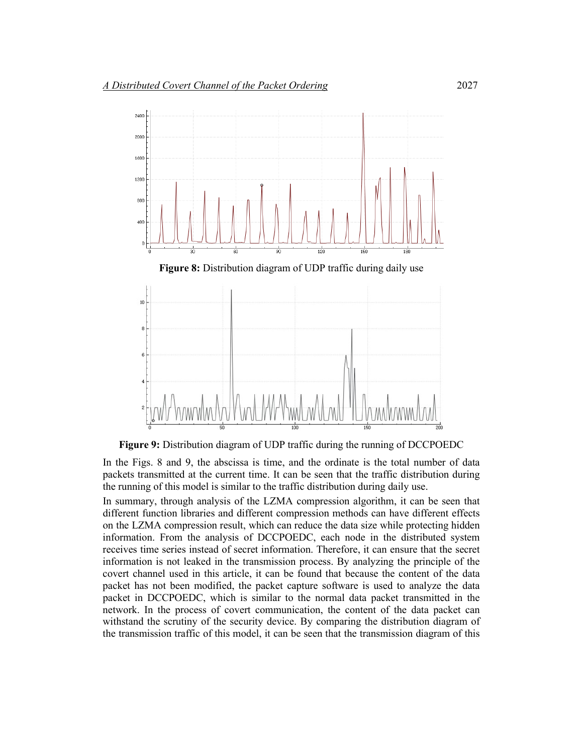**Figure 8:** Distribution diagram of UDP traffic during daily use

**Figure 9:** Distribution diagram of UDP traffic during the running of DCCPOEDC

In the Figs. 8 and 9, the abscissa is time, and the ordinate is the total number of data packets transmitted at the current time. It can be seen that the traffic distribution during the running of this model is similar to the traffic distribution during daily use.

In summary, through analysis of the LZMA compression algorithm, it can be seen that different function libraries and different compression methods can have different effects on the LZMA compression result, which can reduce the data size while protecting hidden information. From the analysis of DCCPOEDC, each node in the distributed system receives time series instead of secret information. Therefore, it can ensure that the secret information is not leaked in the transmission process. By analyzing the principle of the covert channel used in this article, it can be found that because the content of the data packet has not been modified, the packet capture software is used to analyze the data packet in DCCPOEDC, which is similar to the normal data packet transmitted in the network. In the process of covert communication, the content of the data packet can withstand the scrutiny of the security device. By comparing the distribution diagram of the transmission traffic of this model, it can be seen that the transmission diagram of this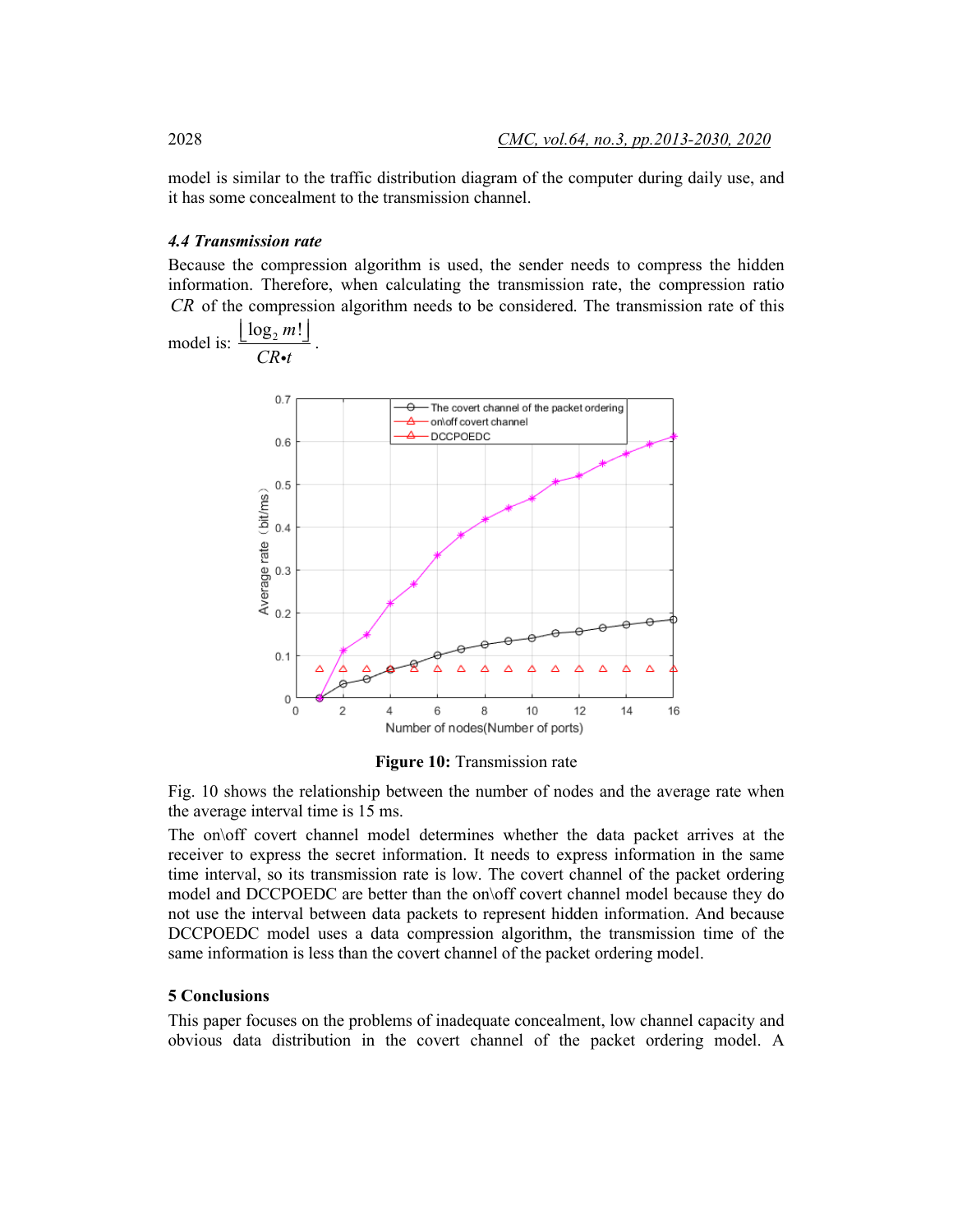model is similar to the traffic distribution diagram of the computer during daily use, and it has some concealment to the transmission channel.

### *4.4 Transmission rate*

Because the compression algorithm is used, the sender needs to compress the hidden information. Therefore, when calculating the transmission rate, the compression ratio $CR$ of the compression algorithm needs to be considered. The transmission rate of this model is: $\frac{\lfloor \log_2 m! \rfloor}{CR \bullet t}$.

**Figure 10:** Transmission rate

Fig. 10 shows the relationship between the number of nodes and the average rate when the average interval time is 15 ms.

The on\off covert channel model determines whether the data packet arrives at the receiver to express the secret information. It needs to express information in the same time interval, so its transmission rate is low. The covert channel of the packet ordering model and DCCPOEDC are better than the on\off covert channel model because they do not use the interval between data packets to represent hidden information. And because DCCPOEDC model uses a data compression algorithm, the transmission time of the same information is less than the covert channel of the packet ordering model.

## 5 Conclusions

This paper focuses on the problems of inadequate concealment, low channel capacity and obvious data distribution in the covert channel of the packet ordering model. A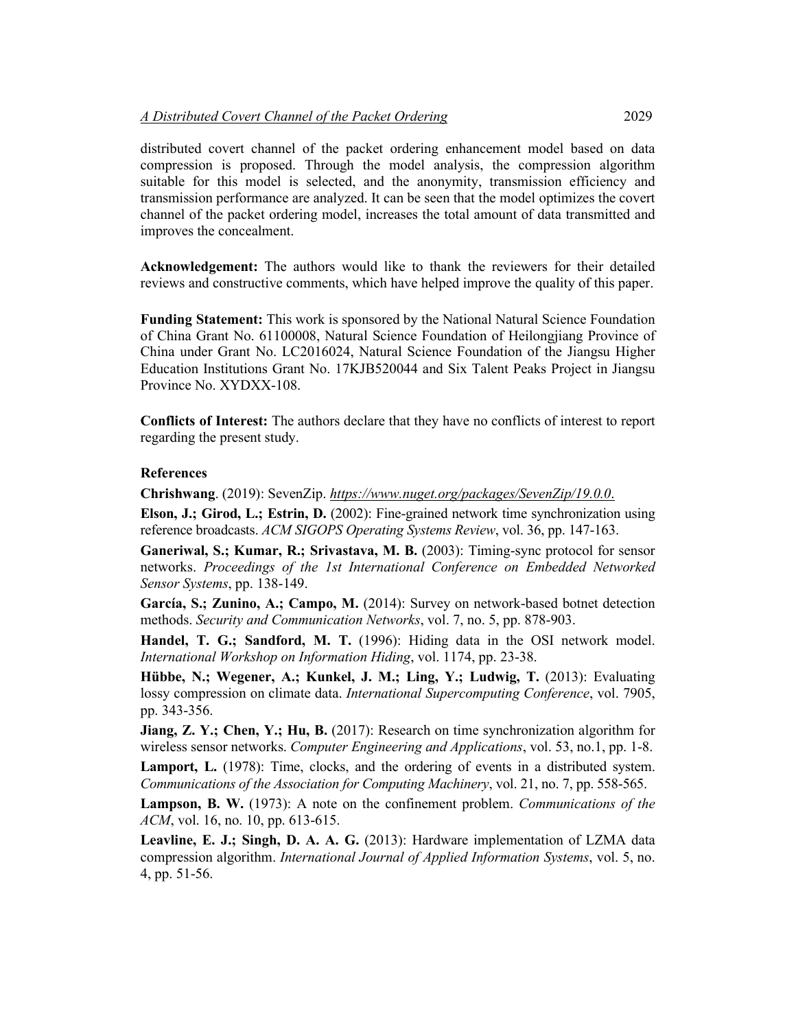distributed covert channel of the packet ordering enhancement model based on data compression is proposed. Through the model analysis, the compression algorithm suitable for this model is selected, and the anonymity, transmission efficiency and transmission performance are analyzed. It can be seen that the model optimizes the covert channel of the packet ordering model, increases the total amount of data transmitted and improves the concealment.

**Acknowledgement:** The authors would like to thank the reviewers for their detailed reviews and constructive comments, which have helped improve the quality of this paper.

**Funding Statement:** This work is sponsored by the National Natural Science Foundation of China Grant No. 61100008, Natural Science Foundation of Heilongjiang Province of China under Grant No. LC2016024, Natural Science Foundation of the Jiangsu Higher Education Institutions Grant No. 17KJB520044 and Six Talent Peaks Project in Jiangsu Province No. XYDXX-108.

**Conflicts of Interest:** The authors declare that they have no conflicts of interest to report regarding the present study.

## References

**Chrishwang**. (2019): SevenZip. *https://www.nuget.org/packages/SevenZip/19.0.0.*

**Elson, J.; Girod, L.; Estrin, D.** (2002): Fine-grained network time synchronization using reference broadcasts. *ACM SIGOPS Operating Systems Review*, vol. 36, pp. 147-163.

**Ganeriwal, S.; Kumar, R.; Srivastava, M. B.** (2003): Timing-sync protocol for sensor networks. *Proceedings of the 1st International Conference on Embedded Networked Sensor Systems*, pp. 138-149.

**García, S.; Zunino, A.; Campo, M.** (2014): Survey on network-based botnet detection methods. *Security and Communication Networks*, vol. 7, no. 5, pp. 878-903.

**Handel, T. G.; Sandford, M. T.** (1996): Hiding data in the OSI network model. *International Workshop on Information Hiding*, vol. 1174, pp. 23-38.

**Hübbe, N.; Wegener, A.; Kunkel, J. M.; Ling, Y.; Ludwig, T.** (2013): Evaluating lossy compression on climate data. *International Supercomputing Conference*, vol. 7905, pp. 343-356.

**Jiang, Z. Y.; Chen, Y.; Hu, B.** (2017): Research on time synchronization algorithm for wireless sensor networks. *Computer Engineering and Applications*, vol. 53, no.1, pp. 1-8.

**Lamport, L.** (1978): Time, clocks, and the ordering of events in a distributed system. *Communications of the Association for Computing Machinery*, vol. 21, no. 7, pp. 558-565.

**Lampson, B. W.** (1973): A note on the confinement problem. *Communications of the ACM*, vol. 16, no. 10, pp. 613-615.

**Leavline, E. J.; Singh, D. A. A. G.** (2013): Hardware implementation of LZMA data compression algorithm. *International Journal of Applied Information Systems*, vol. 5, no. 4, pp. 51-56.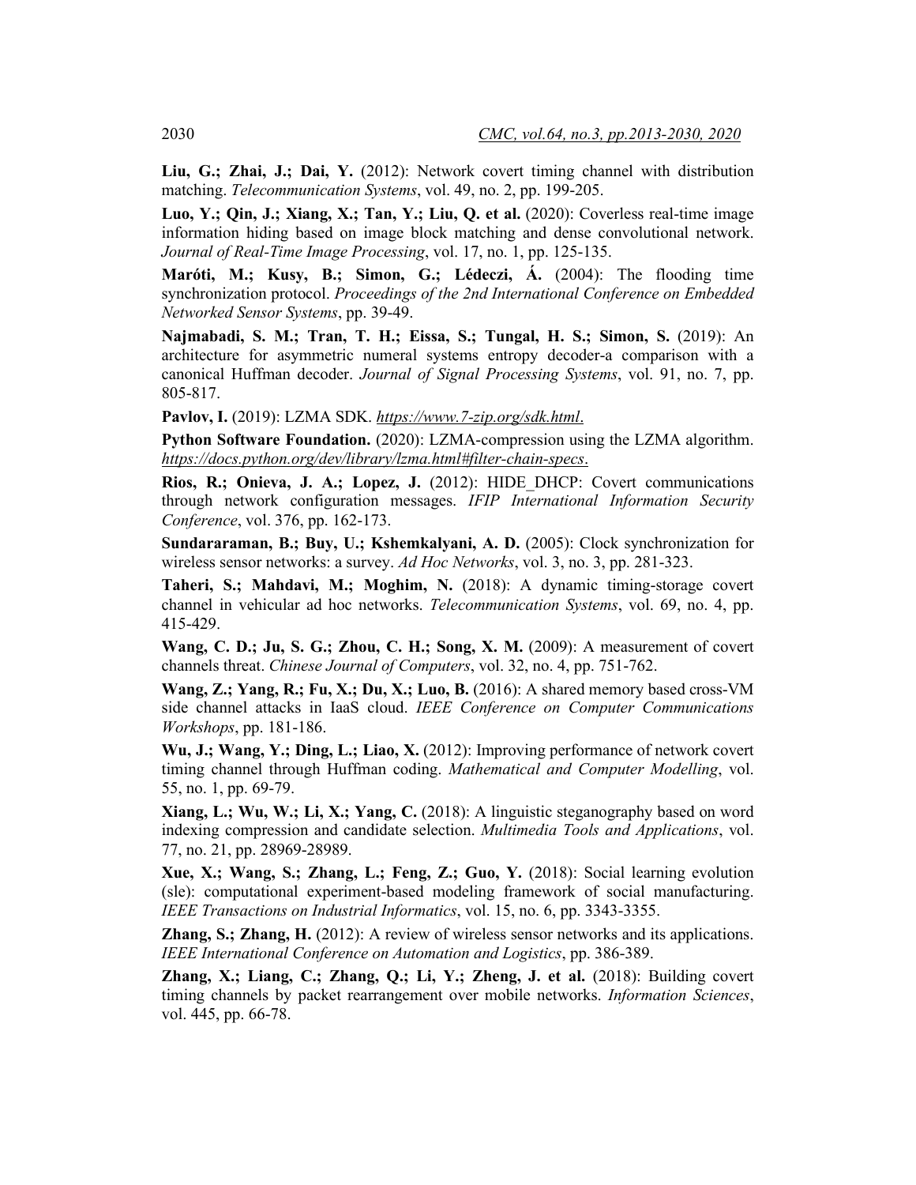**Liu, G.; Zhai, J.; Dai, Y.** (2012): Network covert timing channel with distribution matching. *Telecommunication Systems*, vol. 49, no. 2, pp. 199-205.

**Luo, Y.; Qin, J.; Xiang, X.; Tan, Y.; Liu, Q. et al.** (2020): Coverless real-time image information hiding based on image block matching and dense convolutional network. *Journal of Real-Time Image Processing*, vol. 17, no. 1, pp. 125-135.

**Maróti, M.; Kusy, B.; Simon, G.; Lédeczi, Á.** (2004): The flooding time synchronization protocol. *Proceedings of the 2nd International Conference on Embedded Networked Sensor Systems*, pp. 39-49.

**Najmabadi, S. M.; Tran, T. H.; Eissa, S.; Tungal, H. S.; Simon, S.** (2019): An architecture for asymmetric numeral systems entropy decoder-a comparison with a canonical Huffman decoder. *Journal of Signal Processing Systems*, vol. 91, no. 7, pp. 805-817.

**Pavlov, I.** (2019): LZMA SDK. https://www.7-zip.org/sdk.html.

**Python Software Foundation.** (2020): LZMA-compression using the LZMA algorithm. https://docs.python.org/dev/library/lzma.html#filter-chain-specs.

**Rios, R.; Onieva, J. A.; Lopez, J.** (2012): HIDE_DHCP: Covert communications through network configuration messages. *IFIP International Information Security Conference*, vol. 376, pp. 162-173.

**Sundararaman, B.; Buy, U.; Kshemkalyani, A. D.** (2005): Clock synchronization for wireless sensor networks: a survey. *Ad Hoc Networks*, vol. 3, no. 3, pp. 281-323.

**Taheri, S.; Mahdavi, M.; Moghim, N.** (2018): A dynamic timing-storage covert channel in vehicular ad hoc networks. *Telecommunication Systems*, vol. 69, no. 4, pp. 415-429.

**Wang, C. D.; Ju, S. G.; Zhou, C. H.; Song, X. M.** (2009): A measurement of covert channels threat. *Chinese Journal of Computers*, vol. 32, no. 4, pp. 751-762.

**Wang, Z.; Yang, R.; Fu, X.; Du, X.; Luo, B.** (2016): A shared memory based cross-VM side channel attacks in IaaS cloud. *IEEE Conference on Computer Communications Workshops*, pp. 181-186.

**Wu, J.; Wang, Y.; Ding, L.; Liao, X.** (2012): Improving performance of network covert timing channel through Huffman coding. *Mathematical and Computer Modelling*, vol. 55, no. 1, pp. 69-79.

**Xiang, L.; Wu, W.; Li, X.; Yang, C.** (2018): A linguistic steganography based on word indexing compression and candidate selection. *Multimedia Tools and Applications*, vol. 77, no. 21, pp. 28969-28989.

**Xue, X.; Wang, S.; Zhang, L.; Feng, Z.; Guo, Y.** (2018): Social learning evolution (sle): computational experiment-based modeling framework of social manufacturing. *IEEE Transactions on Industrial Informatics*, vol. 15, no. 6, pp. 3343-3355.

**Zhang, S.; Zhang, H.** (2012): A review of wireless sensor networks and its applications. *IEEE International Conference on Automation and Logistics*, pp. 386-389.

**Zhang, X.; Liang, C.; Zhang, Q.; Li, Y.; Zheng, J. et al.** (2018): Building covert timing channels by packet rearrangement over mobile networks. *Information Sciences*, vol. 445, pp. 66-78.